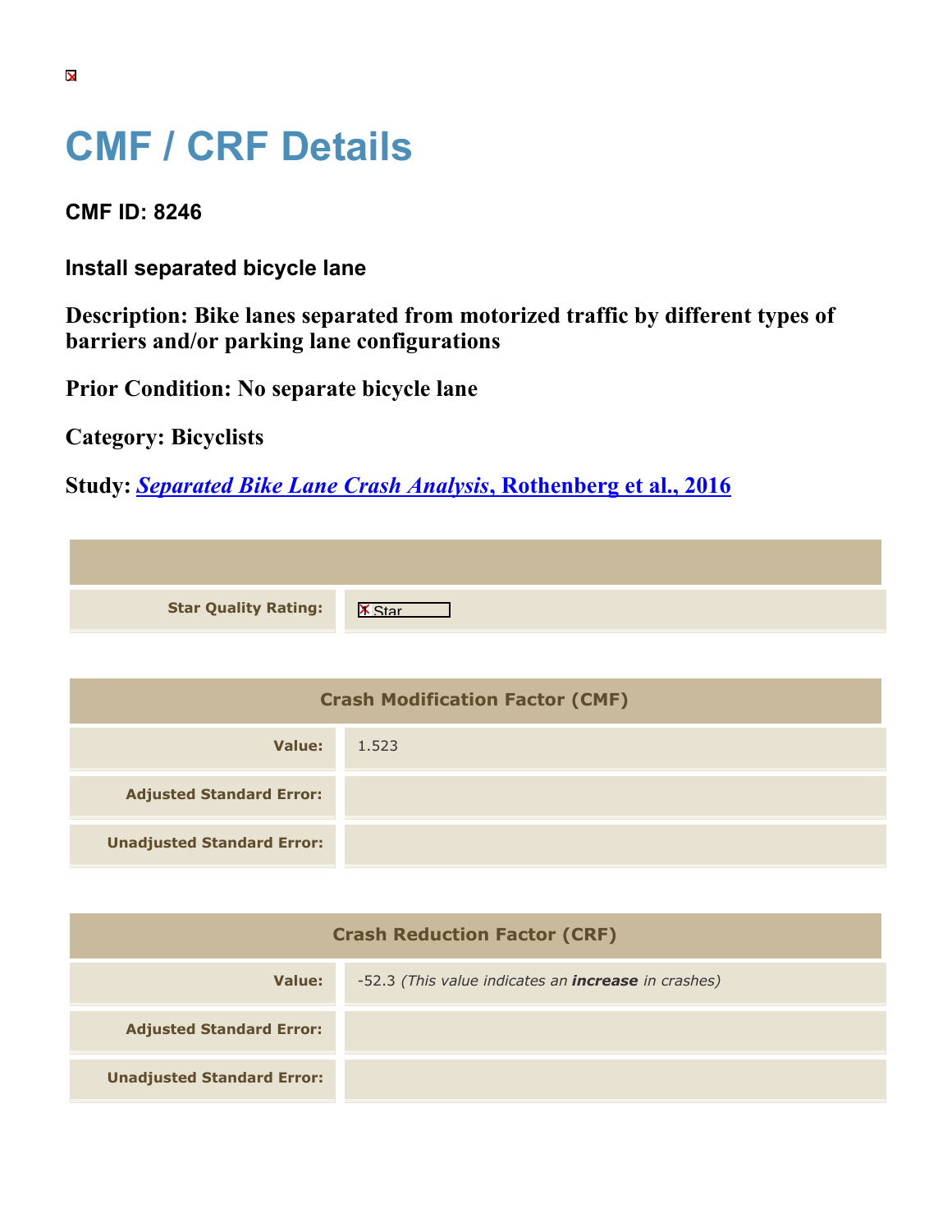# CMF / CRF Details

**CMF ID: 8246**

**Install separated bicycle lane**

**Description: Bike lanes separated from motorized traffic by different types of barriers and/or parking lane configurations**

**Prior Condition: No separate bicycle lane**

**Category: Bicyclists**

**Study: *Separated Bike Lane Crash Analysis*, Rothenberg et al., 2016**

| | |
|---|---|
| **Star Quality Rating:** | Star |

| Crash Modification Factor (CMF) | |
|---|---|
| **Value:** | 1.523 |
| **Adjusted Standard Error:** | |
| **Unadjusted Standard Error:** | |

| Crash Reduction Factor (CRF) | |
|---|---|
| **Value:** | -52.3 *(This value indicates an **increase** in crashes)* |
| **Adjusted Standard Error:** | |
| **Unadjusted Standard Error:** | |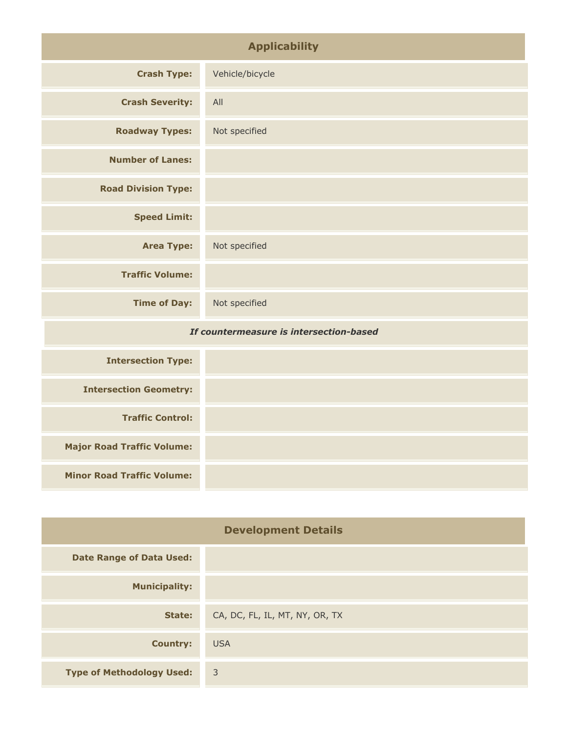## Applicability

| | |
|---|---|
| **Crash Type:** | Vehicle/bicycle |
| **Crash Severity:** | All |
| **Roadway Types:** | Not specified |
| **Number of Lanes:** | |
| **Road Division Type:** | |
| **Speed Limit:** | |
| **Area Type:** | Not specified |
| **Traffic Volume:** | |
| **Time of Day:** | Not specified |
| ***If countermeasure is intersection-based*** | |
| **Intersection Type:** | |
| **Intersection Geometry:** | |
| **Traffic Control:** | |
| **Major Road Traffic Volume:** | |
| **Minor Road Traffic Volume:** | |

## Development Details

| | |
|---|---|
| **Date Range of Data Used:** | |
| **Municipality:** | |
| **State:** | CA, DC, FL, IL, MT, NY, OR, TX |
| **Country:** | USA |
| **Type of Methodology Used:** | 3 |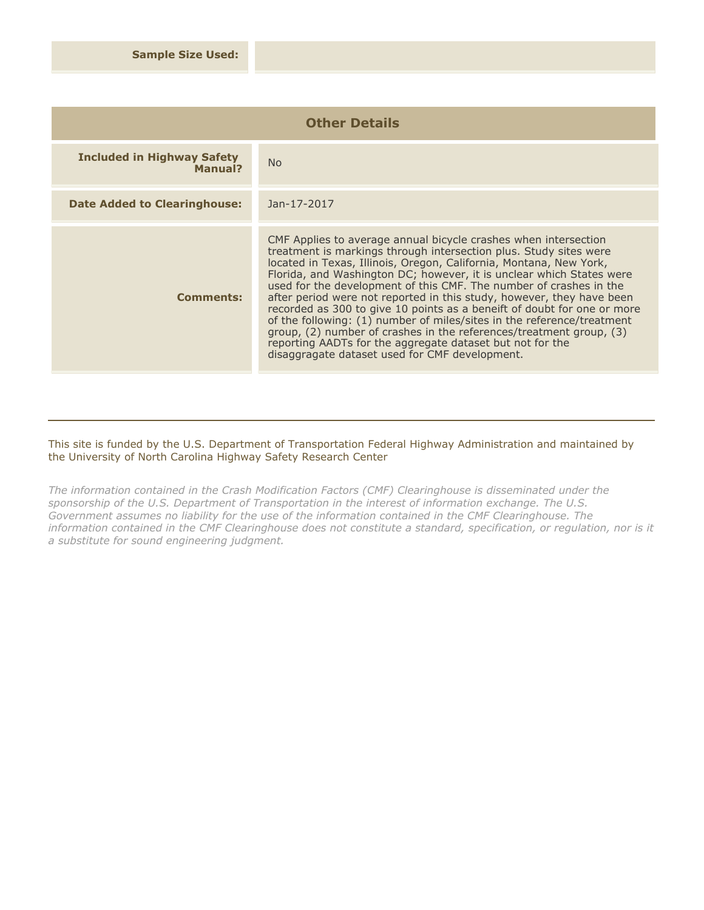| | |
|---|---|
| **Sample Size Used:** | |

## Other Details

| | |
|---|---|
| **Included in Highway Safety Manual?** | No |
| **Date Added to Clearinghouse:** | Jan-17-2017 |
| **Comments:** | CMF Applies to average annual bicycle crashes when intersection treatment is markings through intersection plus. Study sites were located in Texas, Illinois, Oregon, California, Montana, New York, Florida, and Washington DC; however, it is unclear which States were used for the development of this CMF. The number of crashes in the after period were not reported in this study, however, they have been recorded as 300 to give 10 points as a beneift of doubt for one or more of the following: (1) number of miles/sites in the reference/treatment group, (2) number of crashes in the references/treatment group, (3) reporting AADTs for the aggregate dataset but not for the disaggragate dataset used for CMF development. |

---

This site is funded by the U.S. Department of Transportation Federal Highway Administration and maintained by the University of North Carolina Highway Safety Research Center

*The information contained in the Crash Modification Factors (CMF) Clearinghouse is disseminated under the sponsorship of the U.S. Department of Transportation in the interest of information exchange. The U.S. Government assumes no liability for the use of the information contained in the CMF Clearinghouse. The information contained in the CMF Clearinghouse does not constitute a standard, specification, or regulation, nor is it a substitute for sound engineering judgment.*